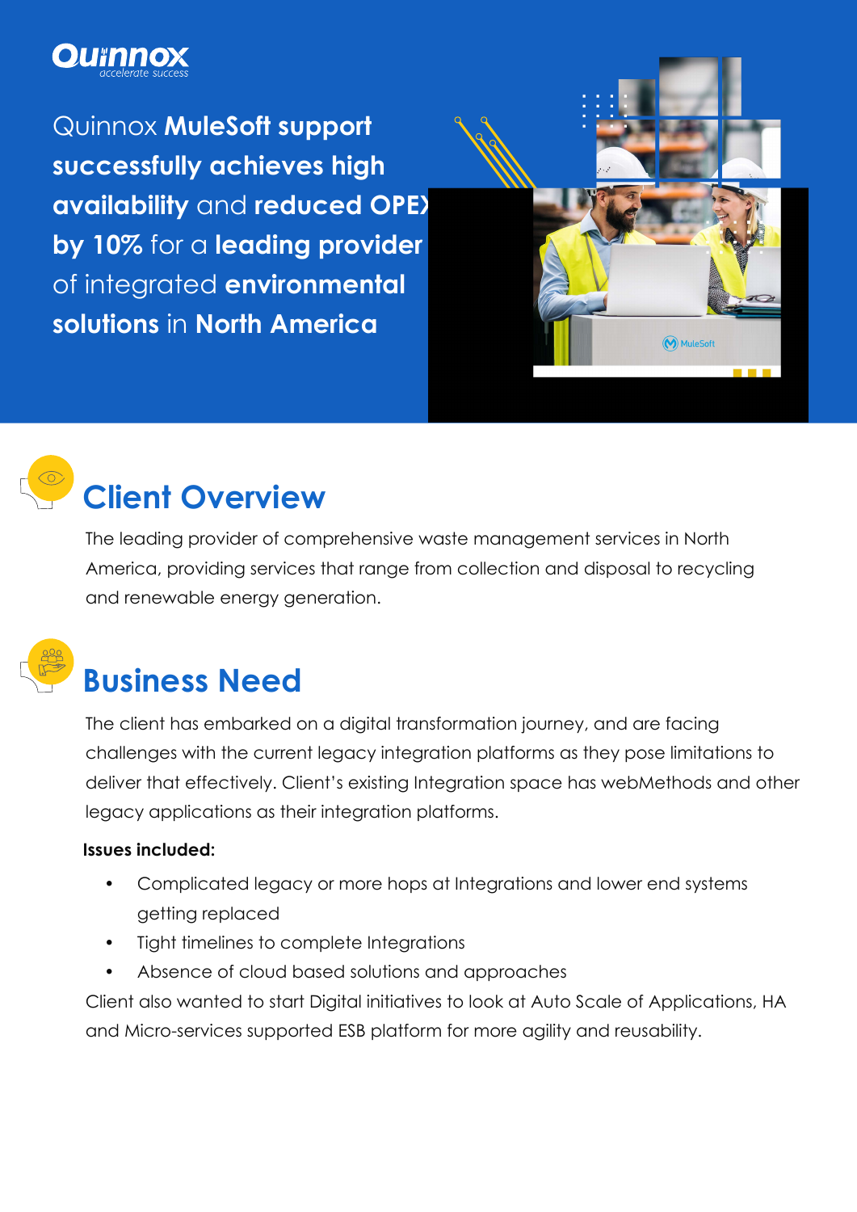Quinnox
accelerate success

# Quinnox **MuleSoft support successfully achieves high availability** and **reduced OPEX by 10%** for a **leading provider** of integrated **environmental solutions** in **North America**

## Client Overview

The leading provider of comprehensive waste management services in North America, providing services that range from collection and disposal to recycling and renewable energy generation.

## Business Need

The client has embarked on a digital transformation journey, and are facing challenges with the current legacy integration platforms as they pose limitations to deliver that effectively. Client's existing Integration space has webMethods and other legacy applications as their integration platforms.

**Issues included:**

- Complicated legacy or more hops at Integrations and lower end systems getting replaced
- Tight timelines to complete Integrations
- Absence of cloud based solutions and approaches

Client also wanted to start Digital initiatives to look at Auto Scale of Applications, HA and Micro-services supported ESB platform for more agility and reusability.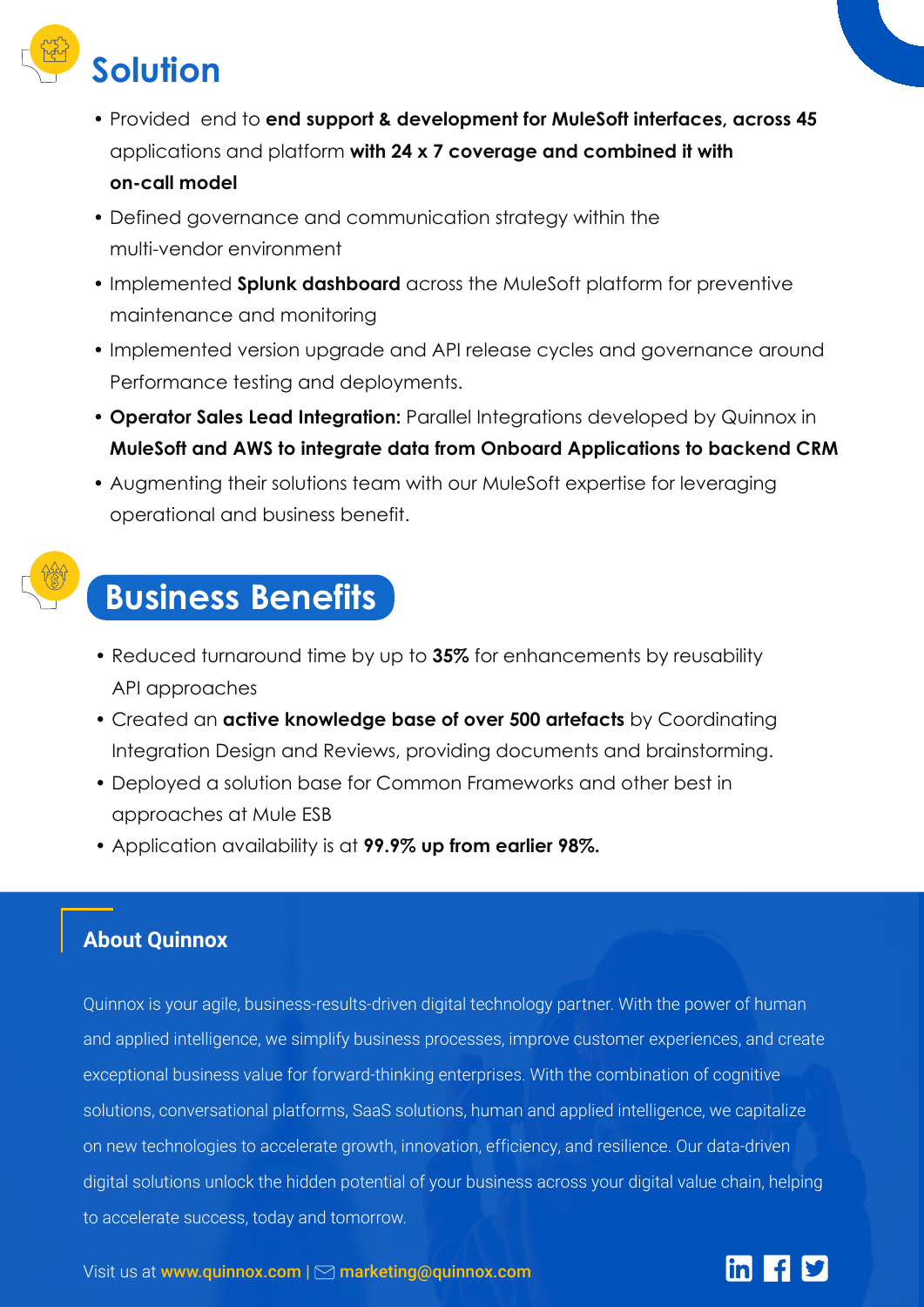## Solution

- Provided end to **end support & development for MuleSoft interfaces, across 45** applications and platform **with 24 x 7 coverage and combined it with on-call model**
- Defined governance and communication strategy within the multi-vendor environment
- Implemented **Splunk dashboard** across the MuleSoft platform for preventive maintenance and monitoring
- Implemented version upgrade and API release cycles and governance around Performance testing and deployments.
- **Operator Sales Lead Integration:** Parallel Integrations developed by Quinnox in **MuleSoft and AWS to integrate data from Onboard Applications to backend CRM**
- Augmenting their solutions team with our MuleSoft expertise for leveraging operational and business benefit.

## Business Benefits

- Reduced turnaround time by up to **35%** for enhancements by reusability API approaches
- Created an **active knowledge base of over 500 artefacts** by Coordinating Integration Design and Reviews, providing documents and brainstorming.
- Deployed a solution base for Common Frameworks and other best in approaches at Mule ESB
- Application availability is at **99.9% up from earlier 98%.**

### About Quinnox

Quinnox is your agile, business-results-driven digital technology partner. With the power of human and applied intelligence, we simplify business processes, improve customer experiences, and create exceptional business value for forward-thinking enterprises. With the combination of cognitive solutions, conversational platforms, SaaS solutions, human and applied intelligence, we capitalize on new technologies to accelerate growth, innovation, efficiency, and resilience. Our data-driven digital solutions unlock the hidden potential of your business across your digital value chain, helping to accelerate success, today and tomorrow.

Visit us at **www.quinnox.com** | **marketing@quinnox.com**